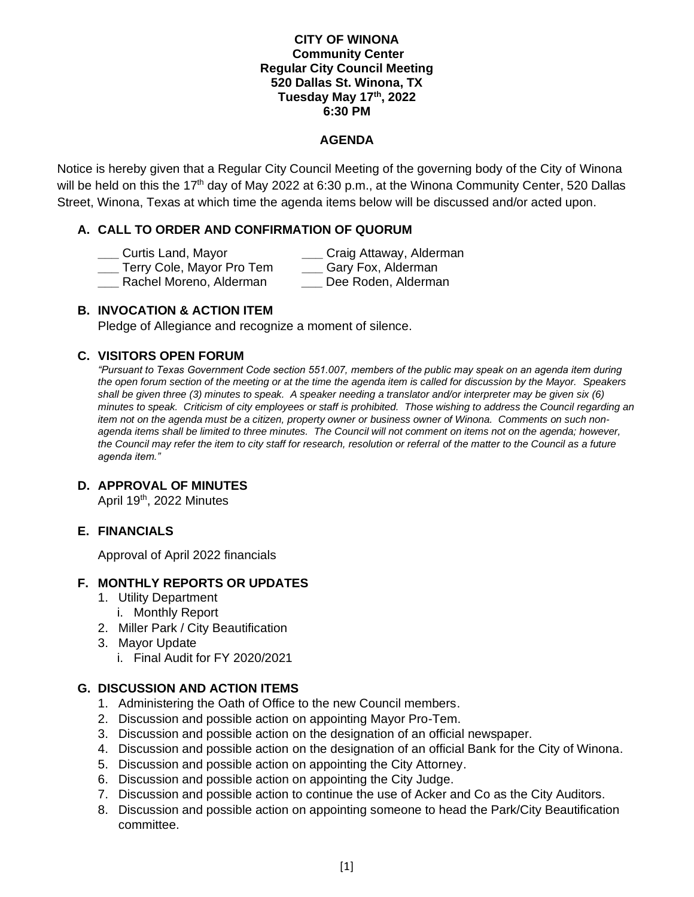**CITY OF WINONA**
**Community Center**
**Regular City Council Meeting**
**520 Dallas St. Winona, TX**
**Tuesday May 17th, 2022**
**6:30 PM**

**AGENDA**

Notice is hereby given that a Regular City Council Meeting of the governing body of the City of Winona will be held on this the 17th day of May 2022 at 6:30 p.m., at the Winona Community Center, 520 Dallas Street, Winona, Texas at which time the agenda items below will be discussed and/or acted upon.

## A. CALL TO ORDER AND CONFIRMATION OF QUORUM

___ Curtis Land, Mayor
___ Terry Cole, Mayor Pro Tem
___ Rachel Moreno, Alderman
___ Craig Attaway, Alderman
___ Gary Fox, Alderman
___ Dee Roden, Alderman

## B. INVOCATION & ACTION ITEM

Pledge of Allegiance and recognize a moment of silence.

## C. VISITORS OPEN FORUM

*"Pursuant to Texas Government Code section 551.007, members of the public may speak on an agenda item during the open forum section of the meeting or at the time the agenda item is called for discussion by the Mayor. Speakers shall be given three (3) minutes to speak. A speaker needing a translator and/or interpreter may be given six (6) minutes to speak. Criticism of city employees or staff is prohibited. Those wishing to address the Council regarding an item not on the agenda must be a citizen, property owner or business owner of Winona. Comments on such non-agenda items shall be limited to three minutes. The Council will not comment on items not on the agenda; however, the Council may refer the item to city staff for research, resolution or referral of the matter to the Council as a future agenda item."*

## D. APPROVAL OF MINUTES

April 19th, 2022 Minutes

## E. FINANCIALS

Approval of April 2022 financials

## F. MONTHLY REPORTS OR UPDATES

1. Utility Department
   i. Monthly Report
2. Miller Park / City Beautification
3. Mayor Update
   i. Final Audit for FY 2020/2021

## G. DISCUSSION AND ACTION ITEMS

1. Administering the Oath of Office to the new Council members.
2. Discussion and possible action on appointing Mayor Pro-Tem.
3. Discussion and possible action on the designation of an official newspaper.
4. Discussion and possible action on the designation of an official Bank for the City of Winona.
5. Discussion and possible action on appointing the City Attorney.
6. Discussion and possible action on appointing the City Judge.
7. Discussion and possible action to continue the use of Acker and Co as the City Auditors.
8. Discussion and possible action on appointing someone to head the Park/City Beautification committee.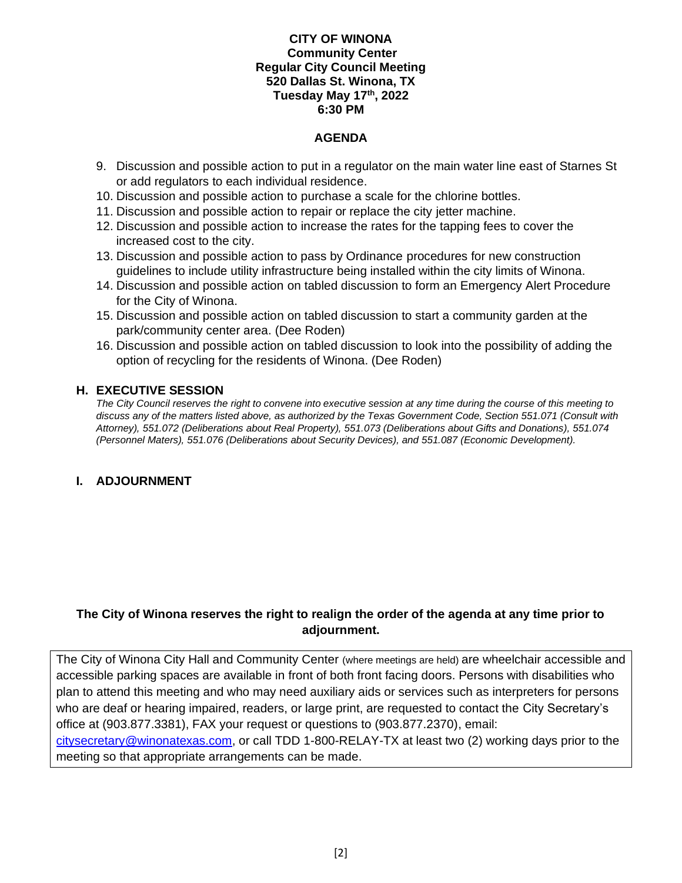**CITY OF WINONA**
**Community Center**
**Regular City Council Meeting**
**520 Dallas St. Winona, TX**
**Tuesday May 17th, 2022**
**6:30 PM**

**AGENDA**

9. Discussion and possible action to put in a regulator on the main water line east of Starnes St or add regulators to each individual residence.
10. Discussion and possible action to purchase a scale for the chlorine bottles.
11. Discussion and possible action to repair or replace the city jetter machine.
12. Discussion and possible action to increase the rates for the tapping fees to cover the increased cost to the city.
13. Discussion and possible action to pass by Ordinance procedures for new construction guidelines to include utility infrastructure being installed within the city limits of Winona.
14. Discussion and possible action on tabled discussion to form an Emergency Alert Procedure for the City of Winona.
15. Discussion and possible action on tabled discussion to start a community garden at the park/community center area. (Dee Roden)
16. Discussion and possible action on tabled discussion to look into the possibility of adding the option of recycling for the residents of Winona. (Dee Roden)

## H. EXECUTIVE SESSION

*The City Council reserves the right to convene into executive session at any time during the course of this meeting to discuss any of the matters listed above, as authorized by the Texas Government Code, Section 551.071 (Consult with Attorney), 551.072 (Deliberations about Real Property), 551.073 (Deliberations about Gifts and Donations), 551.074 (Personnel Maters), 551.076 (Deliberations about Security Devices), and 551.087 (Economic Development).*

## I. ADJOURNMENT

**The City of Winona reserves the right to realign the order of the agenda at any time prior to adjournment.**

The City of Winona City Hall and Community Center (where meetings are held) are wheelchair accessible and accessible parking spaces are available in front of both front facing doors. Persons with disabilities who plan to attend this meeting and who may need auxiliary aids or services such as interpreters for persons who are deaf or hearing impaired, readers, or large print, are requested to contact the City Secretary's office at (903.877.3381), FAX your request or questions to (903.877.2370), email: citysecretary@winonatexas.com, or call TDD 1-800-RELAY-TX at least two (2) working days prior to the meeting so that appropriate arrangements can be made.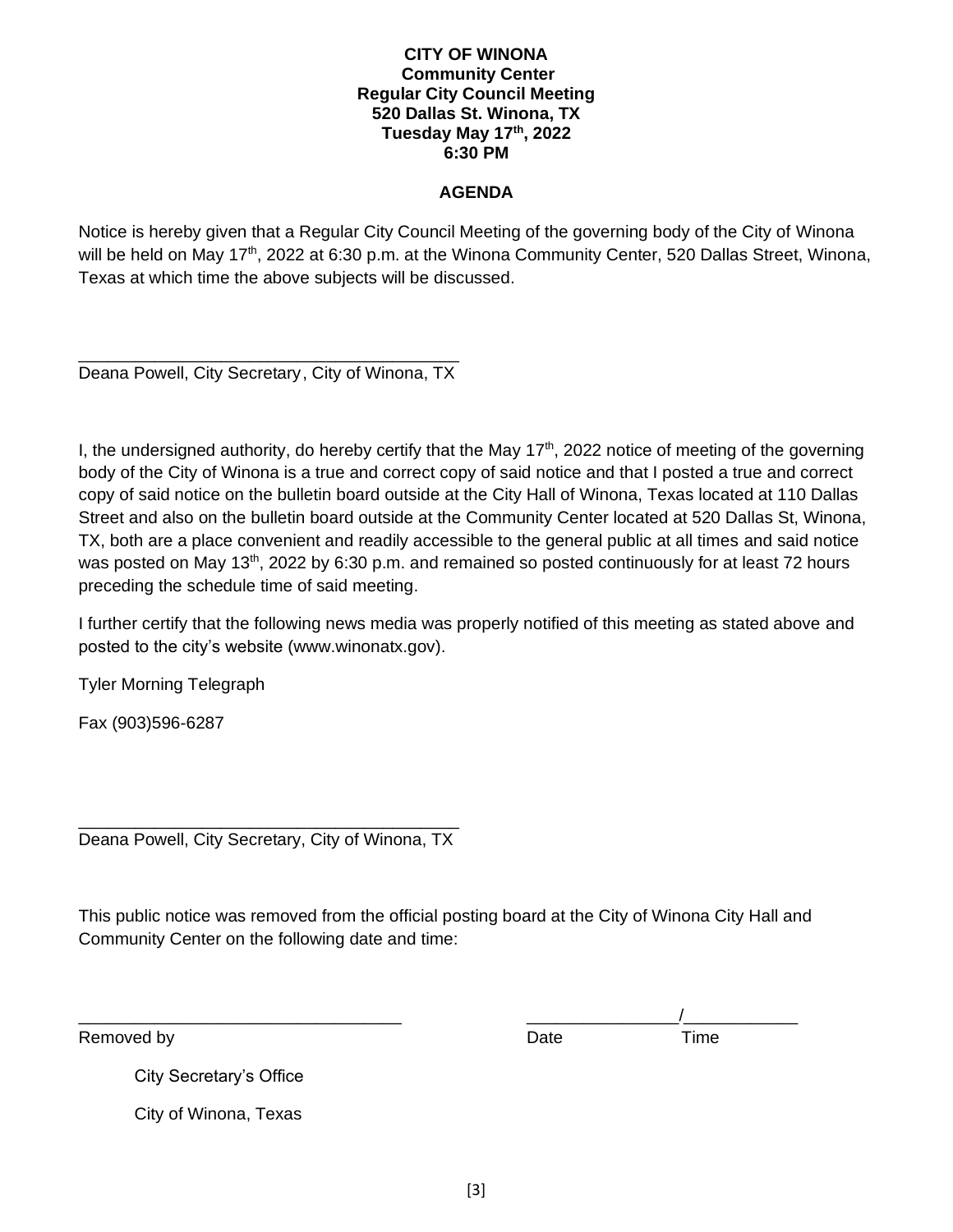**CITY OF WINONA**
**Community Center**
**Regular City Council Meeting**
**520 Dallas St. Winona, TX**
**Tuesday May 17th, 2022**
**6:30 PM**

## AGENDA

Notice is hereby given that a Regular City Council Meeting of the governing body of the City of Winona will be held on May 17th, 2022 at 6:30 p.m. at the Winona Community Center, 520 Dallas Street, Winona, Texas at which time the above subjects will be discussed.

\_\_\_\_\_\_\_\_\_\_\_\_\_\_\_\_\_\_\_\_\_\_\_\_\_\_\_\_\_\_\_\_\_\_\_\_\_\_\_\_
Deana Powell, City Secretary, City of Winona, TX

I, the undersigned authority, do hereby certify that the May 17th, 2022 notice of meeting of the governing body of the City of Winona is a true and correct copy of said notice and that I posted a true and correct copy of said notice on the bulletin board outside at the City Hall of Winona, Texas located at 110 Dallas Street and also on the bulletin board outside at the Community Center located at 520 Dallas St, Winona, TX, both are a place convenient and readily accessible to the general public at all times and said notice was posted on May 13th, 2022 by 6:30 p.m. and remained so posted continuously for at least 72 hours preceding the schedule time of said meeting.

I further certify that the following news media was properly notified of this meeting as stated above and posted to the city's website (www.winonatx.gov).

Tyler Morning Telegraph

Fax (903)596-6287

\_\_\_\_\_\_\_\_\_\_\_\_\_\_\_\_\_\_\_\_\_\_\_\_\_\_\_\_\_\_\_\_\_\_\_\_\_\_\_\_
Deana Powell, City Secretary, City of Winona, TX

This public notice was removed from the official posting board at the City of Winona City Hall and Community Center on the following date and time:

\_\_\_\_\_\_\_\_\_\_\_\_\_\_\_\_\_\_\_\_\_\_\_\_\_\_\_\_\_\_\_\_\_\_ \_\_\_\_\_\_\_\_\_\_\_\_\_\_\_\_/\_\_\_\_\_\_\_\_\_\_\_\_
Removed by Date Time

City Secretary's Office

City of Winona, Texas